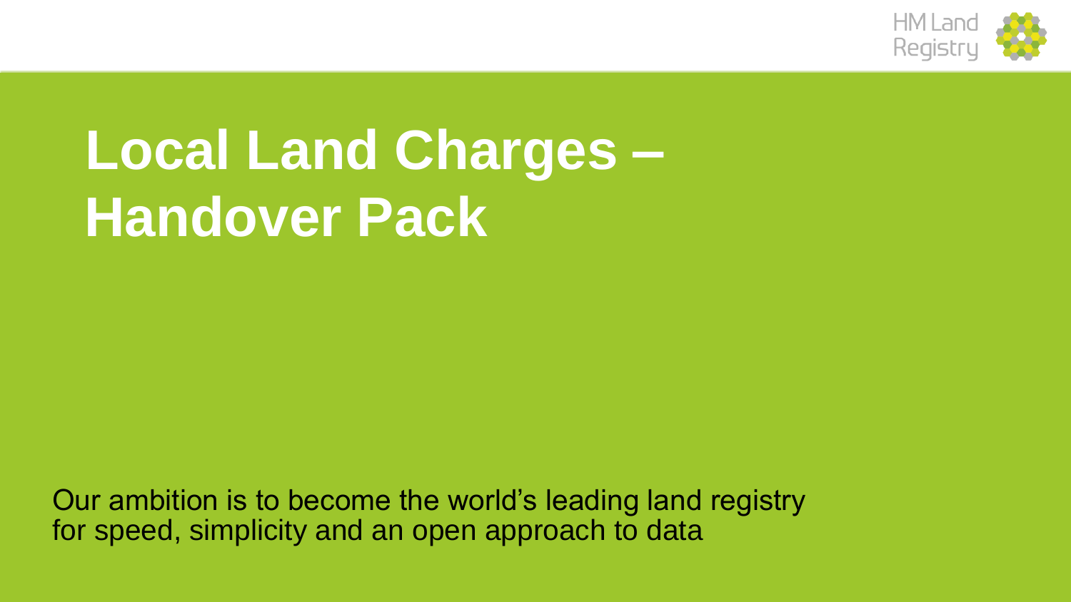HM Land Registry

# Local Land Charges – Handover Pack

Our ambition is to become the world's leading land registry for speed, simplicity and an open approach to data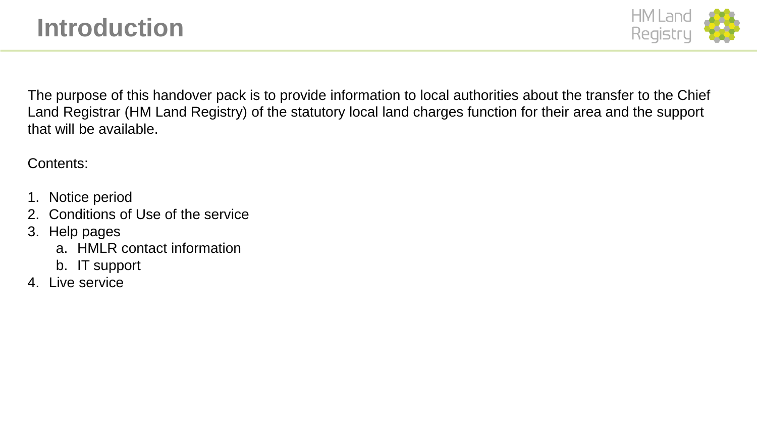# Introduction

The purpose of this handover pack is to provide information to local authorities about the transfer to the Chief Land Registrar (HM Land Registry) of the statutory local land charges function for their area and the support that will be available.

Contents:

1. Notice period
2. Conditions of Use of the service
3. Help pages
    a. HMLR contact information
    b. IT support
4. Live service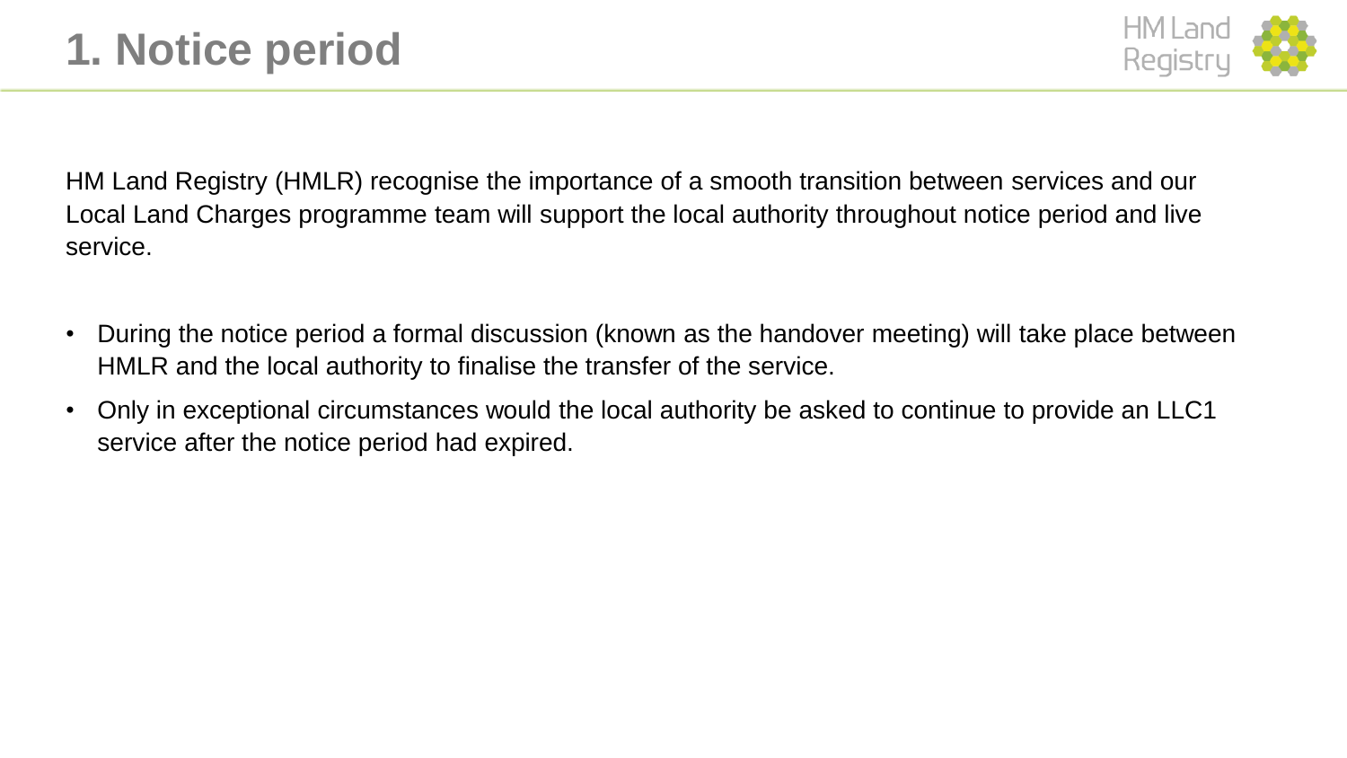# 1. Notice period

HM Land Registry (HMLR) recognise the importance of a smooth transition between services and our Local Land Charges programme team will support the local authority throughout notice period and live service.

- During the notice period a formal discussion (known as the handover meeting) will take place between HMLR and the local authority to finalise the transfer of the service.
- Only in exceptional circumstances would the local authority be asked to continue to provide an LLC1 service after the notice period had expired.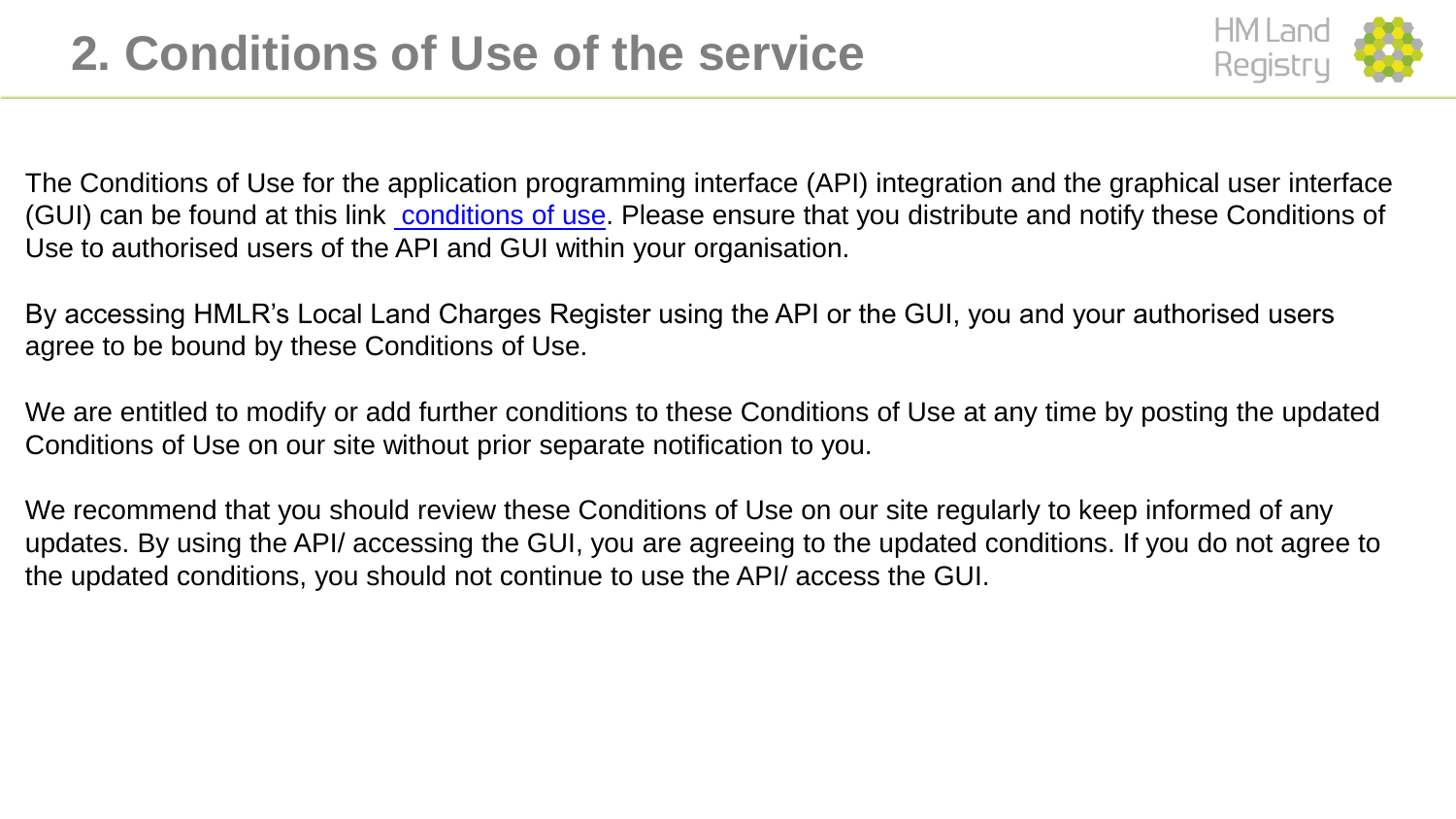# 2. Conditions of Use of the service

The Conditions of Use for the application programming interface (API) integration and the graphical user interface (GUI) can be found at this link conditions of use. Please ensure that you distribute and notify these Conditions of Use to authorised users of the API and GUI within your organisation.

By accessing HMLR's Local Land Charges Register using the API or the GUI, you and your authorised users agree to be bound by these Conditions of Use.

We are entitled to modify or add further conditions to these Conditions of Use at any time by posting the updated Conditions of Use on our site without prior separate notification to you.

We recommend that you should review these Conditions of Use on our site regularly to keep informed of any updates. By using the API/ accessing the GUI, you are agreeing to the updated conditions. If you do not agree to the updated conditions, you should not continue to use the API/ access the GUI.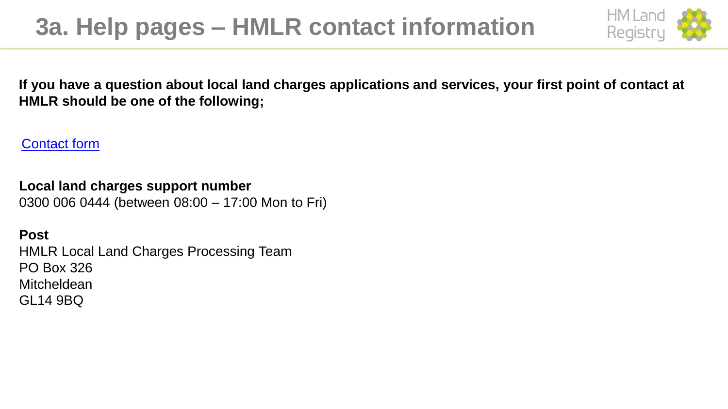# 3a. Help pages – HMLR contact information

**If you have a question about local land charges applications and services, your first point of contact at HMLR should be one of the following;**

Contact form

**Local land charges support number**
0300 006 0444 (between 08:00 – 17:00 Mon to Fri)

**Post**
HMLR Local Land Charges Processing Team
PO Box 326
Mitcheldean
GL14 9BQ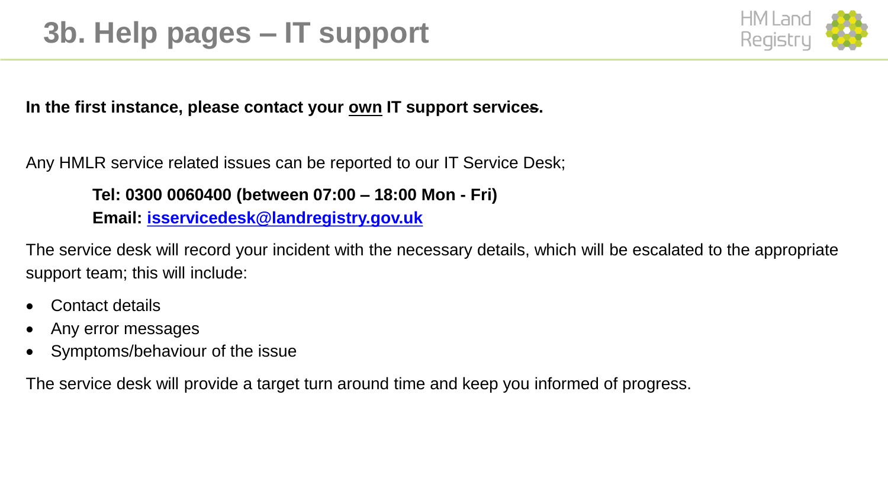# 3b. Help pages – IT support

**In the first instance, please contact your <u>own</u> IT support services.**

Any HMLR service related issues can be reported to our IT Service Desk;

> **Tel: 0300 0060400 (between 07:00 – 18:00 Mon - Fri)**
> **Email: isservicedesk@landregistry.gov.uk**

The service desk will record your incident with the necessary details, which will be escalated to the appropriate support team; this will include:

- Contact details
- Any error messages
- Symptoms/behaviour of the issue

The service desk will provide a target turn around time and keep you informed of progress.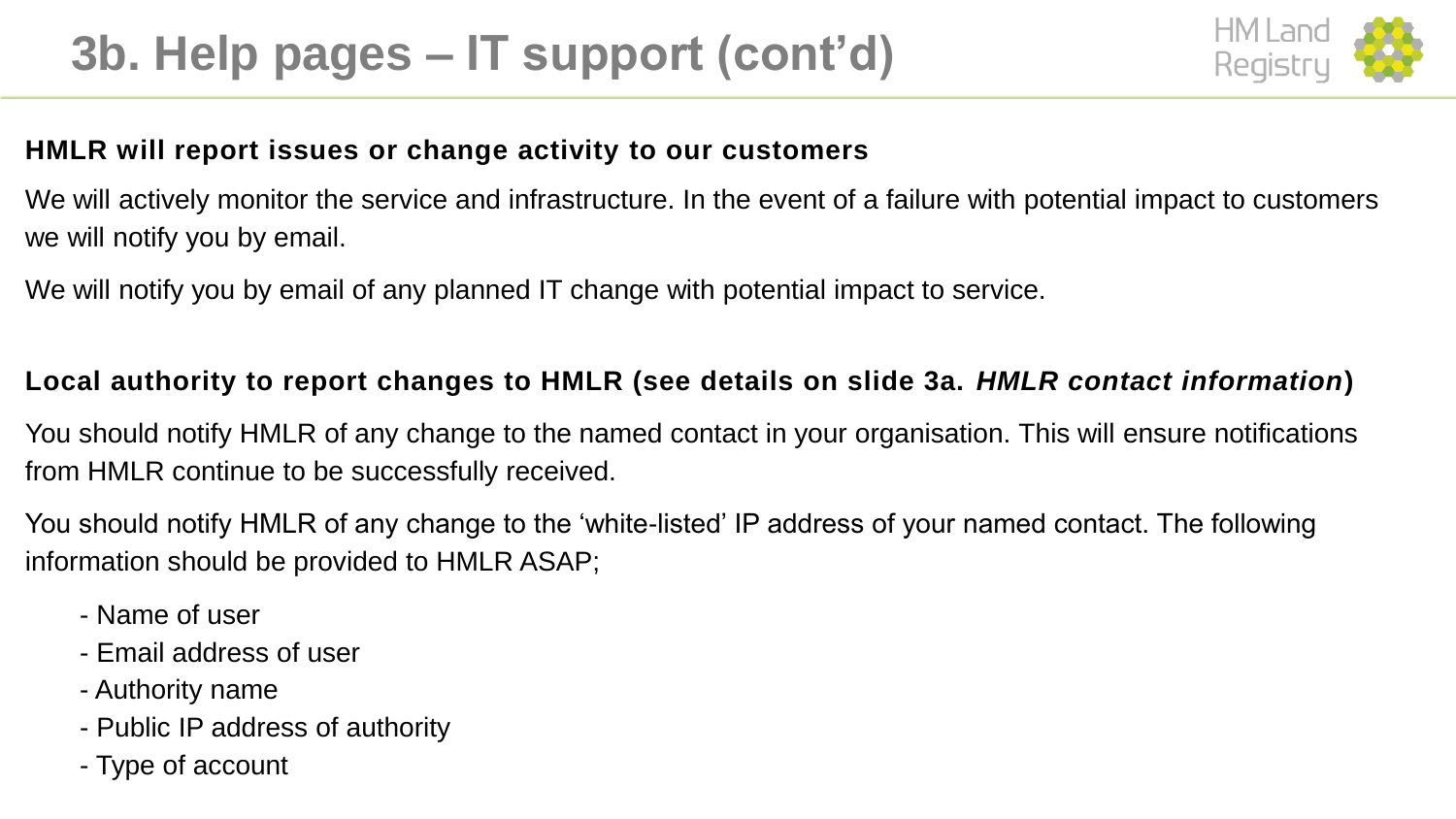# 3b. Help pages – IT support (cont'd)

**HMLR will report issues or change activity to our customers**

We will actively monitor the service and infrastructure. In the event of a failure with potential impact to customers we will notify you by email.

We will notify you by email of any planned IT change with potential impact to service.

**Local authority to report changes to HMLR (see details on slide 3a. *HMLR contact information*)**

You should notify HMLR of any change to the named contact in your organisation. This will ensure notifications from HMLR continue to be successfully received.

You should notify HMLR of any change to the 'white-listed' IP address of your named contact. The following information should be provided to HMLR ASAP;

- Name of user
- Email address of user
- Authority name
- Public IP address of authority
- Type of account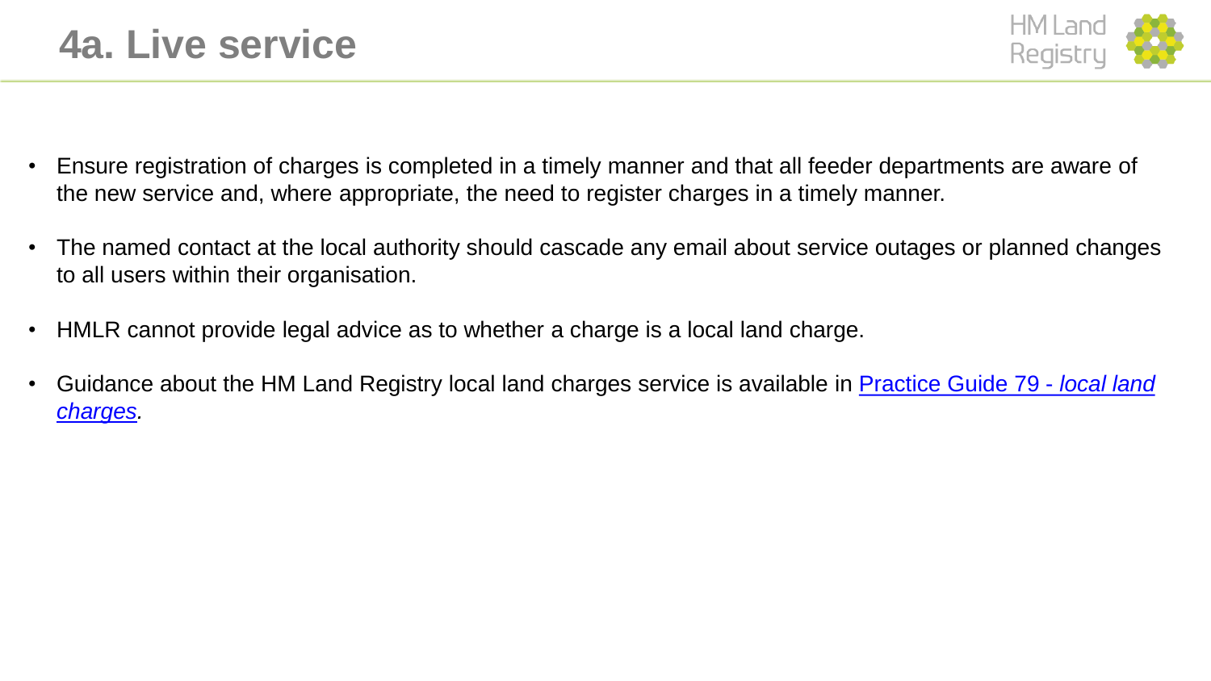# 4a. Live service

- Ensure registration of charges is completed in a timely manner and that all feeder departments are aware of the new service and, where appropriate, the need to register charges in a timely manner.
- The named contact at the local authority should cascade any email about service outages or planned changes to all users within their organisation.
- HMLR cannot provide legal advice as to whether a charge is a local land charge.
- Guidance about the HM Land Registry local land charges service is available in Practice Guide 79 - *local land charges*.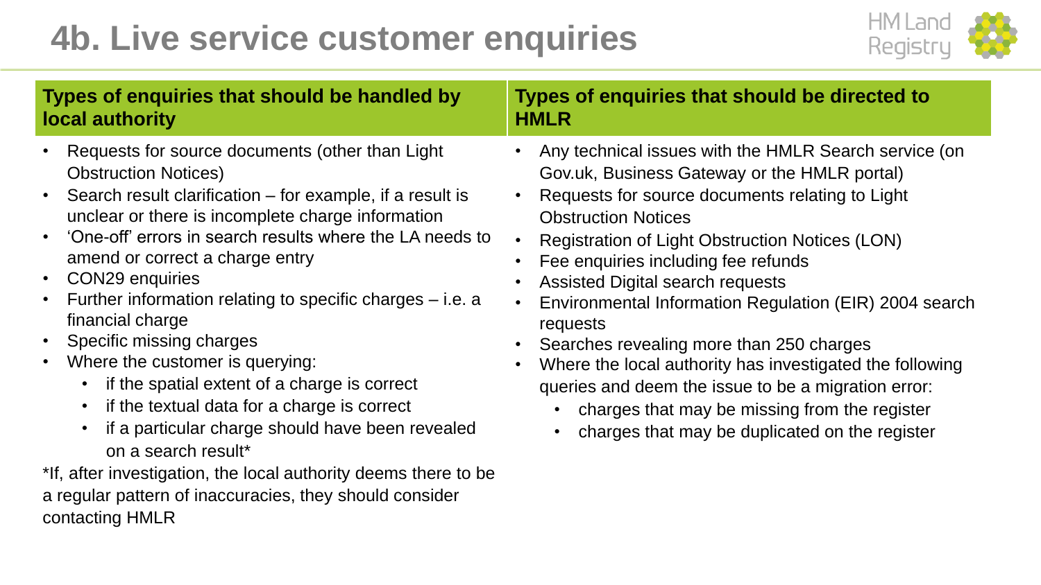# 4b. Live service customer enquiries

## Types of enquiries that should be handled by local authority

- Requests for source documents (other than Light Obstruction Notices)
- Search result clarification – for example, if a result is unclear or there is incomplete charge information
- 'One-off' errors in search results where the LA needs to amend or correct a charge entry
- CON29 enquiries
- Further information relating to specific charges – i.e. a financial charge
- Specific missing charges
- Where the customer is querying:
  - if the spatial extent of a charge is correct
  - if the textual data for a charge is correct
  - if a particular charge should have been revealed on a search result*

*If, after investigation, the local authority deems there to be a regular pattern of inaccuracies, they should consider contacting HMLR

## Types of enquiries that should be directed to HMLR

- Any technical issues with the HMLR Search service (on Gov.uk, Business Gateway or the HMLR portal)
- Requests for source documents relating to Light Obstruction Notices
- Registration of Light Obstruction Notices (LON)
- Fee enquiries including fee refunds
- Assisted Digital search requests
- Environmental Information Regulation (EIR) 2004 search requests
- Searches revealing more than 250 charges
- Where the local authority has investigated the following queries and deem the issue to be a migration error:
  - charges that may be missing from the register
  - charges that may be duplicated on the register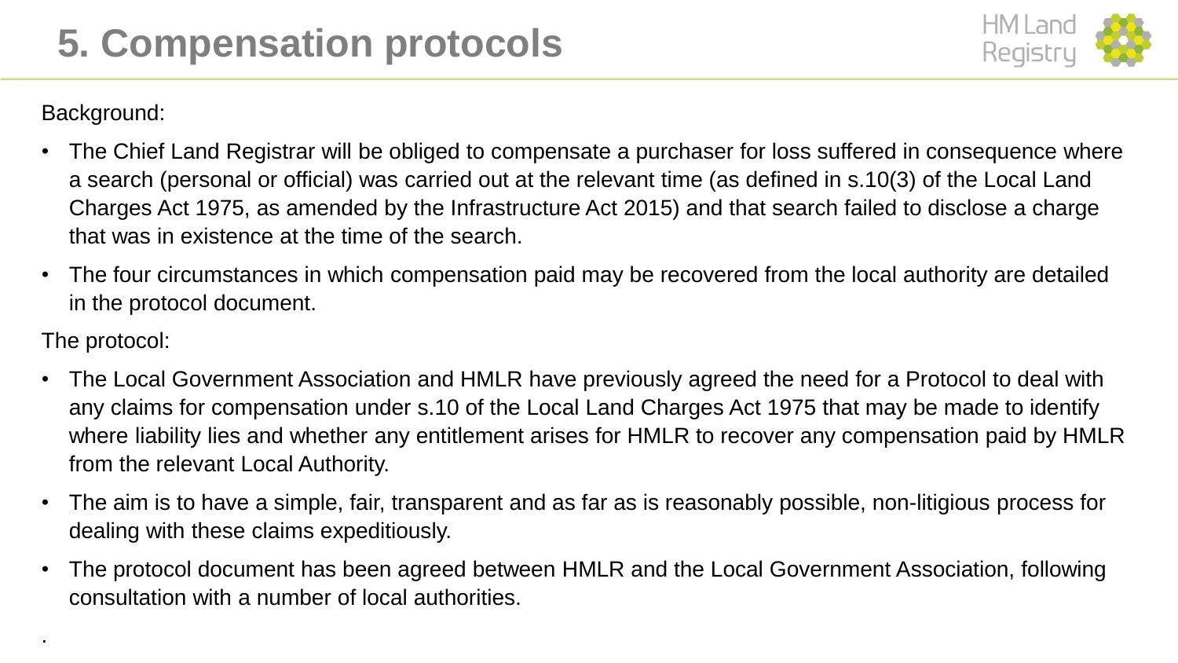# 5. Compensation protocols

Background:

- The Chief Land Registrar will be obliged to compensate a purchaser for loss suffered in consequence where a search (personal or official) was carried out at the relevant time (as defined in s.10(3) of the Local Land Charges Act 1975, as amended by the Infrastructure Act 2015) and that search failed to disclose a charge that was in existence at the time of the search.
- The four circumstances in which compensation paid may be recovered from the local authority are detailed in the protocol document.

The protocol:

- The Local Government Association and HMLR have previously agreed the need for a Protocol to deal with any claims for compensation under s.10 of the Local Land Charges Act 1975 that may be made to identify where liability lies and whether any entitlement arises for HMLR to recover any compensation paid by HMLR from the relevant Local Authority.
- The aim is to have a simple, fair, transparent and as far as is reasonably possible, non-litigious process for dealing with these claims expeditiously.
- The protocol document has been agreed between HMLR and the Local Government Association, following consultation with a number of local authorities.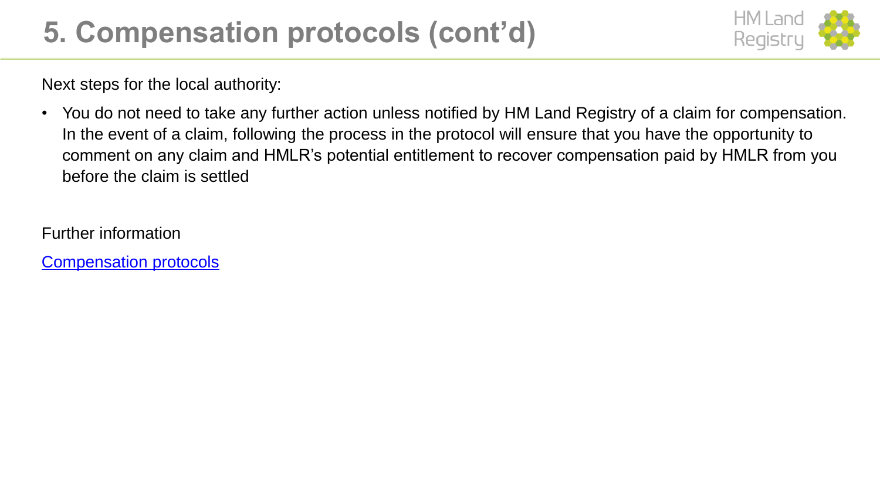# 5. Compensation protocols (cont'd)

Next steps for the local authority:

- You do not need to take any further action unless notified by HM Land Registry of a claim for compensation. In the event of a claim, following the process in the protocol will ensure that you have the opportunity to comment on any claim and HMLR's potential entitlement to recover compensation paid by HMLR from you before the claim is settled

Further information

Compensation protocols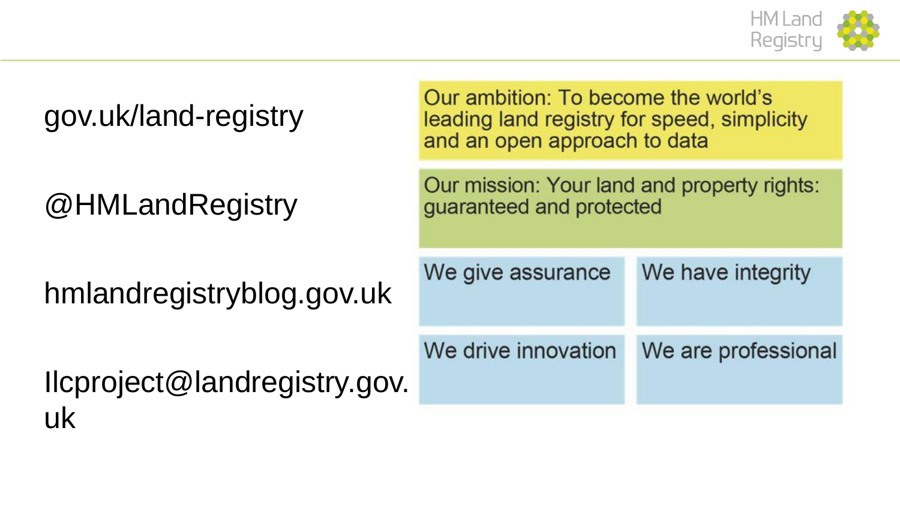gov.uk/land-registry

@HMLandRegistry

hmlandregistryblog.gov.uk

llcproject@landregistry.gov.uk

Our ambition: To become the world's leading land registry for speed, simplicity and an open approach to data

Our mission: Your land and property rights: guaranteed and protected

We give assurance

We have integrity

We drive innovation

We are professional